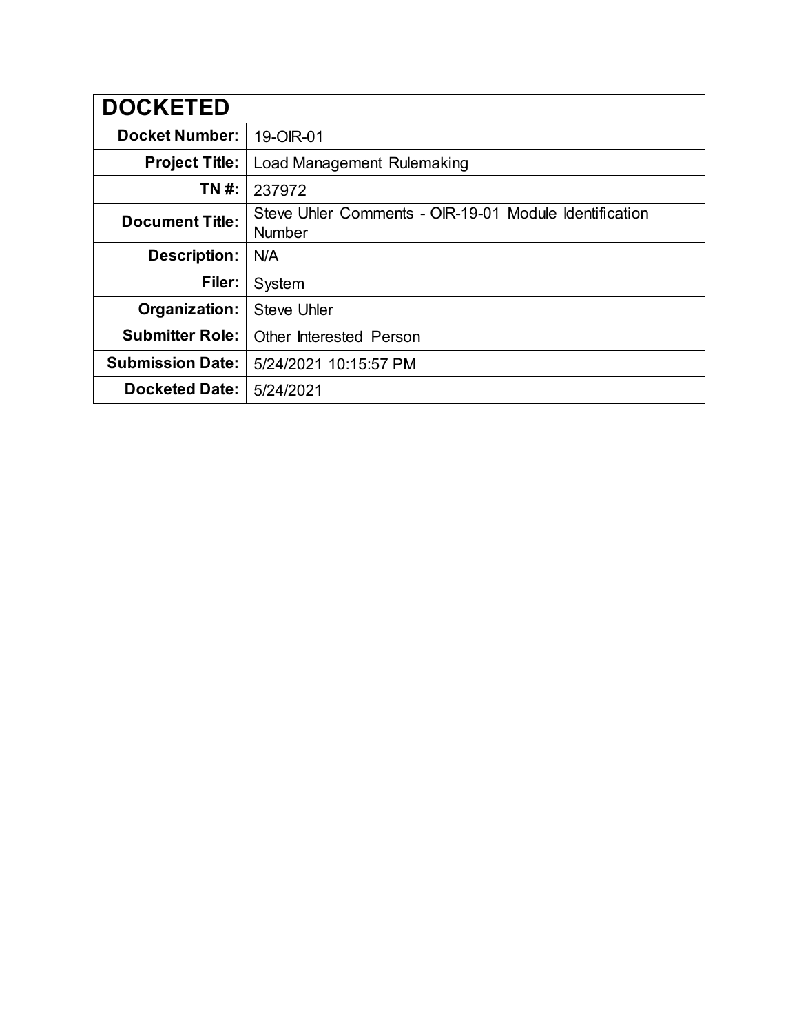| DOCKETED | |
|---|---|
| **Docket Number:** | 19-OIR-01 |
| **Project Title:** | Load Management Rulemaking |
| **TN #:** | 237972 |
| **Document Title:** | Steve Uhler Comments - OIR-19-01 Module Identification Number |
| **Description:** | N/A |
| **Filer:** | System |
| **Organization:** | Steve Uhler |
| **Submitter Role:** | Other Interested Person |
| **Submission Date:** | 5/24/2021 10:15:57 PM |
| **Docketed Date:** | 5/24/2021 |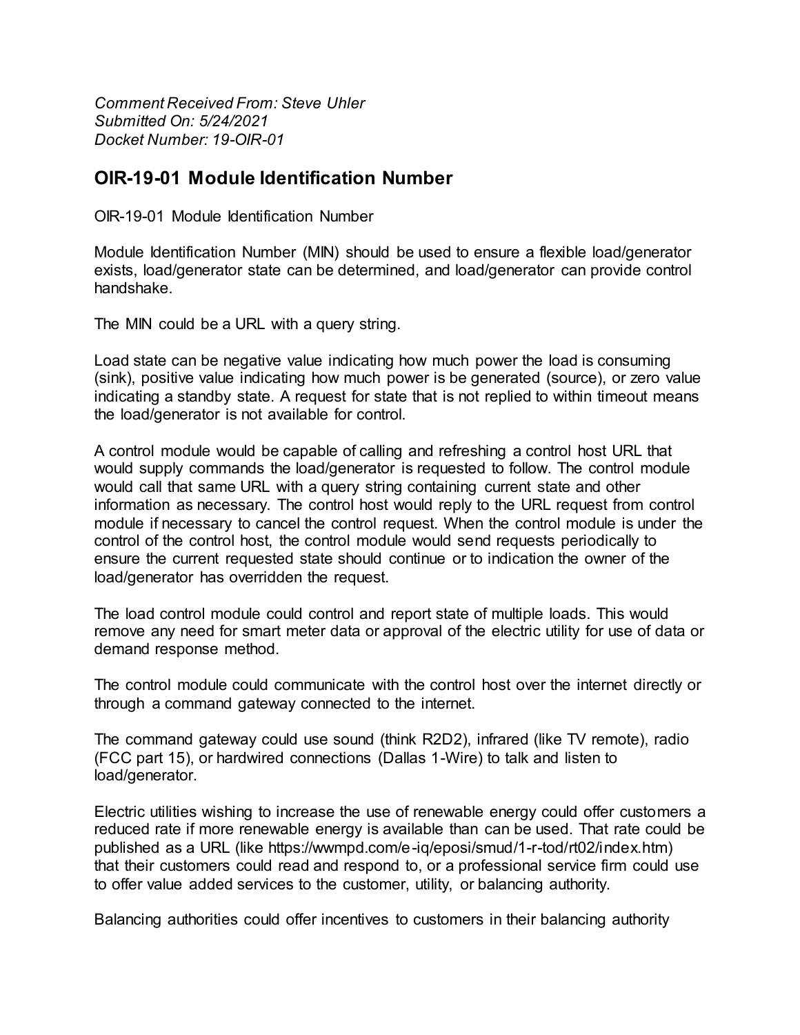*Comment Received From: Steve Uhler*
*Submitted On: 5/24/2021*
*Docket Number: 19-OIR-01*

## OIR-19-01 Module Identification Number

OIR-19-01 Module Identification Number

Module Identification Number (MIN) should be used to ensure a flexible load/generator exists, load/generator state can be determined, and load/generator can provide control handshake.

The MIN could be a URL with a query string.

Load state can be negative value indicating how much power the load is consuming (sink), positive value indicating how much power is be generated (source), or zero value indicating a standby state. A request for state that is not replied to within timeout means the load/generator is not available for control.

A control module would be capable of calling and refreshing a control host URL that would supply commands the load/generator is requested to follow. The control module would call that same URL with a query string containing current state and other information as necessary. The control host would reply to the URL request from control module if necessary to cancel the control request. When the control module is under the control of the control host, the control module would send requests periodically to ensure the current requested state should continue or to indication the owner of the load/generator has overridden the request.

The load control module could control and report state of multiple loads. This would remove any need for smart meter data or approval of the electric utility for use of data or demand response method.

The control module could communicate with the control host over the internet directly or through a command gateway connected to the internet.

The command gateway could use sound (think R2D2), infrared (like TV remote), radio (FCC part 15), or hardwired connections (Dallas 1-Wire) to talk and listen to load/generator.

Electric utilities wishing to increase the use of renewable energy could offer customers a reduced rate if more renewable energy is available than can be used. That rate could be published as a URL (like https://wwmpd.com/e-iq/eposi/smud/1-r-tod/rt02/index.htm) that their customers could read and respond to, or a professional service firm could use to offer value added services to the customer, utility, or balancing authority.

Balancing authorities could offer incentives to customers in their balancing authority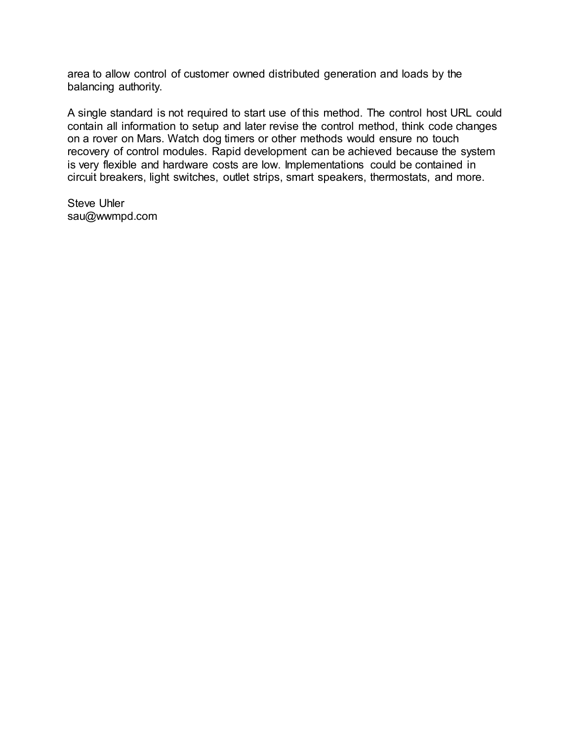area to allow control of customer owned distributed generation and loads by the balancing authority.

A single standard is not required to start use of this method. The control host URL could contain all information to setup and later revise the control method, think code changes on a rover on Mars. Watch dog timers or other methods would ensure no touch recovery of control modules. Rapid development can be achieved because the system is very flexible and hardware costs are low. Implementations could be contained in circuit breakers, light switches, outlet strips, smart speakers, thermostats, and more.

Steve Uhler
sau@wwmpd.com